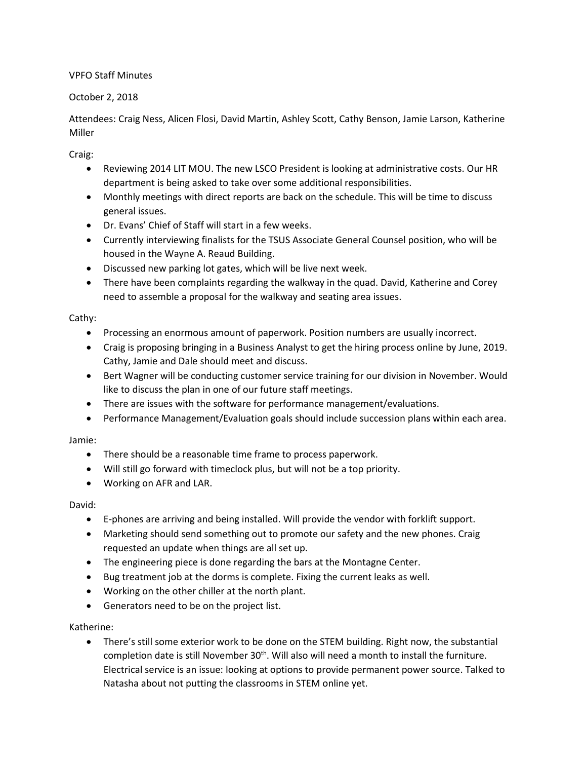VPFO Staff Minutes

October 2, 2018

Attendees: Craig Ness, Alicen Flosi, David Martin, Ashley Scott, Cathy Benson, Jamie Larson, Katherine Miller

Craig:

- Reviewing 2014 LIT MOU. The new LSCO President is looking at administrative costs. Our HR department is being asked to take over some additional responsibilities.
- Monthly meetings with direct reports are back on the schedule. This will be time to discuss general issues.
- Dr. Evans' Chief of Staff will start in a few weeks.
- Currently interviewing finalists for the TSUS Associate General Counsel position, who will be housed in the Wayne A. Reaud Building.
- Discussed new parking lot gates, which will be live next week.
- There have been complaints regarding the walkway in the quad. David, Katherine and Corey need to assemble a proposal for the walkway and seating area issues.

Cathy:

- Processing an enormous amount of paperwork. Position numbers are usually incorrect.
- Craig is proposing bringing in a Business Analyst to get the hiring process online by June, 2019. Cathy, Jamie and Dale should meet and discuss.
- Bert Wagner will be conducting customer service training for our division in November. Would like to discuss the plan in one of our future staff meetings.
- There are issues with the software for performance management/evaluations.
- Performance Management/Evaluation goals should include succession plans within each area.

Jamie:

- There should be a reasonable time frame to process paperwork.
- Will still go forward with timeclock plus, but will not be a top priority.
- Working on AFR and LAR.

David:

- E-phones are arriving and being installed. Will provide the vendor with forklift support.
- Marketing should send something out to promote our safety and the new phones. Craig requested an update when things are all set up.
- The engineering piece is done regarding the bars at the Montagne Center.
- Bug treatment job at the dorms is complete. Fixing the current leaks as well.
- Working on the other chiller at the north plant.
- Generators need to be on the project list.

Katherine:

- There's still some exterior work to be done on the STEM building. Right now, the substantial completion date is still November 30th. Will also will need a month to install the furniture. Electrical service is an issue: looking at options to provide permanent power source. Talked to Natasha about not putting the classrooms in STEM online yet.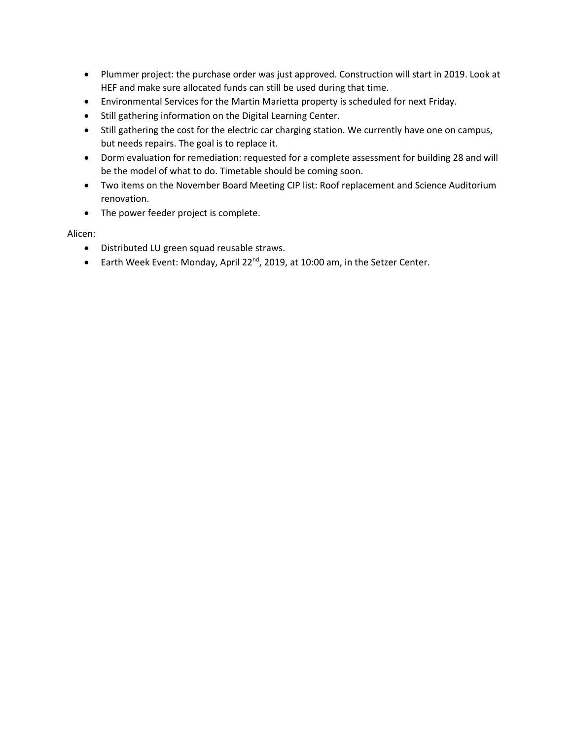- Plummer project: the purchase order was just approved. Construction will start in 2019. Look at HEF and make sure allocated funds can still be used during that time.
- Environmental Services for the Martin Marietta property is scheduled for next Friday.
- Still gathering information on the Digital Learning Center.
- Still gathering the cost for the electric car charging station. We currently have one on campus, but needs repairs. The goal is to replace it.
- Dorm evaluation for remediation: requested for a complete assessment for building 28 and will be the model of what to do. Timetable should be coming soon.
- Two items on the November Board Meeting CIP list: Roof replacement and Science Auditorium renovation.
- The power feeder project is complete.

Alicen:

- Distributed LU green squad reusable straws.
- Earth Week Event: Monday, April 22nd, 2019, at 10:00 am, in the Setzer Center.